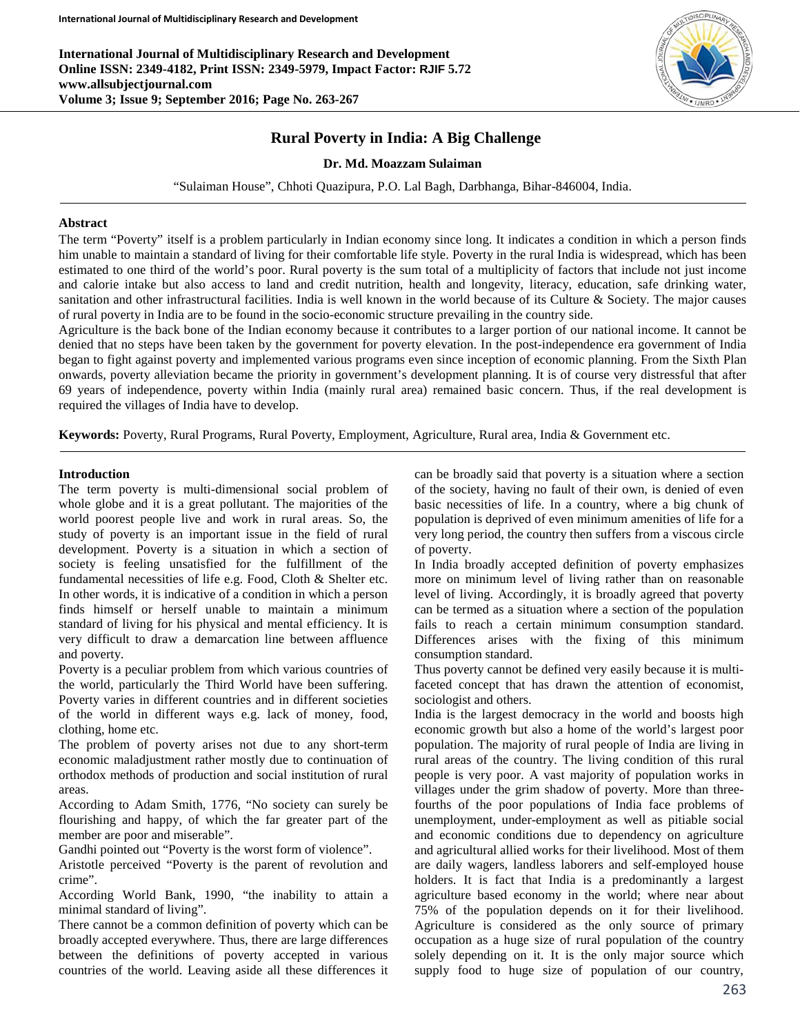# Rural Poverty in India: A Big Challenge

**Dr. Md. Moazzam Sulaiman**

"Sulaiman House", Chhoti Quazipura, P.O. Lal Bagh, Darbhanga, Bihar-846004, India.

## Abstract

The term "Poverty" itself is a problem particularly in Indian economy since long. It indicates a condition in which a person finds him unable to maintain a standard of living for their comfortable life style. Poverty in the rural India is widespread, which has been estimated to one third of the world's poor. Rural poverty is the sum total of a multiplicity of factors that include not just income and calorie intake but also access to land and credit nutrition, health and longevity, literacy, education, safe drinking water, sanitation and other infrastructural facilities. India is well known in the world because of its Culture & Society. The major causes of rural poverty in India are to be found in the socio-economic structure prevailing in the country side.

Agriculture is the back bone of the Indian economy because it contributes to a larger portion of our national income. It cannot be denied that no steps have been taken by the government for poverty elevation. In the post-independence era government of India began to fight against poverty and implemented various programs even since inception of economic planning. From the Sixth Plan onwards, poverty alleviation became the priority in government's development planning. It is of course very distressful that after 69 years of independence, poverty within India (mainly rural area) remained basic concern. Thus, if the real development is required the villages of India have to develop.

**Keywords:** Poverty, Rural Programs, Rural Poverty, Employment, Agriculture, Rural area, India & Government etc.

## Introduction

The term poverty is multi-dimensional social problem of whole globe and it is a great pollutant. The majorities of the world poorest people live and work in rural areas. So, the study of poverty is an important issue in the field of rural development. Poverty is a situation in which a section of society is feeling unsatisfied for the fulfillment of the fundamental necessities of life e.g. Food, Cloth & Shelter etc. In other words, it is indicative of a condition in which a person finds himself or herself unable to maintain a minimum standard of living for his physical and mental efficiency. It is very difficult to draw a demarcation line between affluence and poverty.

Poverty is a peculiar problem from which various countries of the world, particularly the Third World have been suffering. Poverty varies in different countries and in different societies of the world in different ways e.g. lack of money, food, clothing, home etc.

The problem of poverty arises not due to any short-term economic maladjustment rather mostly due to continuation of orthodox methods of production and social institution of rural areas.

According to Adam Smith, 1776, "No society can surely be flourishing and happy, of which the far greater part of the member are poor and miserable".

Gandhi pointed out "Poverty is the worst form of violence".

Aristotle perceived "Poverty is the parent of revolution and crime".

According World Bank, 1990, "the inability to attain a minimal standard of living".

There cannot be a common definition of poverty which can be broadly accepted everywhere. Thus, there are large differences between the definitions of poverty accepted in various countries of the world. Leaving aside all these differences it can be broadly said that poverty is a situation where a section of the society, having no fault of their own, is denied of even basic necessities of life. In a country, where a big chunk of population is deprived of even minimum amenities of life for a very long period, the country then suffers from a viscous circle of poverty.

In India broadly accepted definition of poverty emphasizes more on minimum level of living rather than on reasonable level of living. Accordingly, it is broadly agreed that poverty can be termed as a situation where a section of the population fails to reach a certain minimum consumption standard. Differences arises with the fixing of this minimum consumption standard.

Thus poverty cannot be defined very easily because it is multi-faceted concept that has drawn the attention of economist, sociologist and others.

India is the largest democracy in the world and boosts high economic growth but also a home of the world's largest poor population. The majority of rural people of India are living in rural areas of the country. The living condition of this rural people is very poor. A vast majority of population works in villages under the grim shadow of poverty. More than three-fourths of the poor populations of India face problems of unemployment, under-employment as well as pitiable social and economic conditions due to dependency on agriculture and agricultural allied works for their livelihood. Most of them are daily wagers, landless laborers and self-employed house holders. It is fact that India is a predominantly a largest agriculture based economy in the world; where near about 75% of the population depends on it for their livelihood. Agriculture is considered as the only source of primary occupation as a huge size of rural population of the country solely depending on it. It is the only major source which supply food to huge size of population of our country,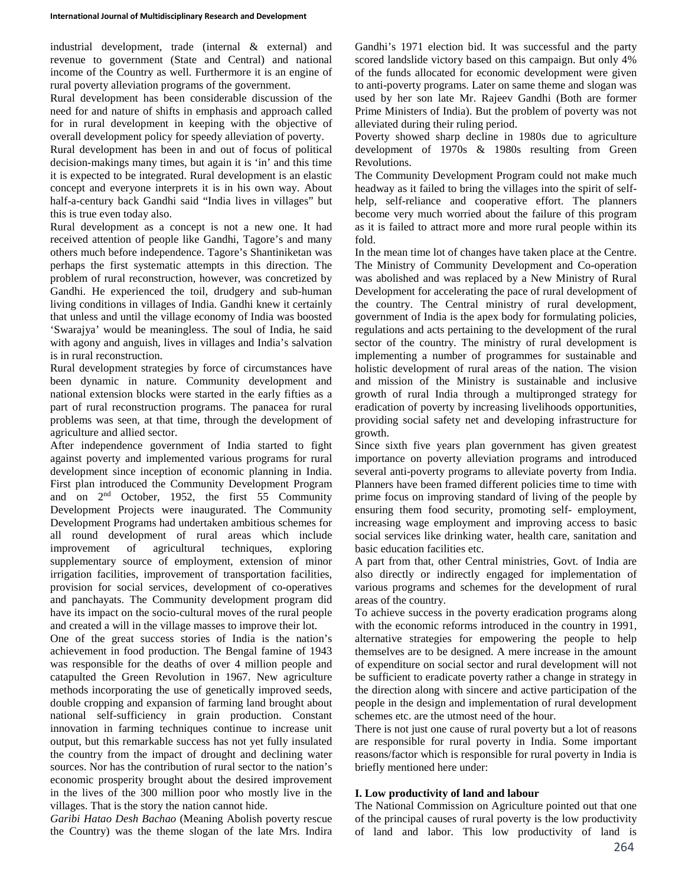industrial development, trade (internal & external) and revenue to government (State and Central) and national income of the Country as well. Furthermore it is an engine of rural poverty alleviation programs of the government.

Rural development has been considerable discussion of the need for and nature of shifts in emphasis and approach called for in rural development in keeping with the objective of overall development policy for speedy alleviation of poverty.

Rural development has been in and out of focus of political decision-makings many times, but again it is 'in' and this time it is expected to be integrated. Rural development is an elastic concept and everyone interprets it is in his own way. About half-a-century back Gandhi said "India lives in villages" but this is true even today also.

Rural development as a concept is not a new one. It had received attention of people like Gandhi, Tagore's and many others much before independence. Tagore's Shantiniketan was perhaps the first systematic attempts in this direction. The problem of rural reconstruction, however, was concretized by Gandhi. He experienced the toil, drudgery and sub-human living conditions in villages of India. Gandhi knew it certainly that unless and until the village economy of India was boosted 'Swarajya' would be meaningless. The soul of India, he said with agony and anguish, lives in villages and India's salvation is in rural reconstruction.

Rural development strategies by force of circumstances have been dynamic in nature. Community development and national extension blocks were started in the early fifties as a part of rural reconstruction programs. The panacea for rural problems was seen, at that time, through the development of agriculture and allied sector.

After independence government of India started to fight against poverty and implemented various programs for rural development since inception of economic planning in India. First plan introduced the Community Development Program and on 2nd October, 1952, the first 55 Community Development Projects were inaugurated. The Community Development Programs had undertaken ambitious schemes for all round development of rural areas which include improvement of agricultural techniques, exploring supplementary source of employment, extension of minor irrigation facilities, improvement of transportation facilities, provision for social services, development of co-operatives and panchayats. The Community development program did have its impact on the socio-cultural moves of the rural people and created a will in the village masses to improve their lot.

One of the great success stories of India is the nation's achievement in food production. The Bengal famine of 1943 was responsible for the deaths of over 4 million people and catapulted the Green Revolution in 1967. New agriculture methods incorporating the use of genetically improved seeds, double cropping and expansion of farming land brought about national self-sufficiency in grain production. Constant innovation in farming techniques continue to increase unit output, but this remarkable success has not yet fully insulated the country from the impact of drought and declining water sources. Nor has the contribution of rural sector to the nation's economic prosperity brought about the desired improvement in the lives of the 300 million poor who mostly live in the villages. That is the story the nation cannot hide.

*Garibi Hatao Desh Bachao* (Meaning Abolish poverty rescue the Country) was the theme slogan of the late Mrs. Indira Gandhi's 1971 election bid. It was successful and the party scored landslide victory based on this campaign. But only 4% of the funds allocated for economic development were given to anti-poverty programs. Later on same theme and slogan was used by her son late Mr. Rajeev Gandhi (Both are former Prime Ministers of India). But the problem of poverty was not alleviated during their ruling period.

Poverty showed sharp decline in 1980s due to agriculture development of 1970s & 1980s resulting from Green Revolutions.

The Community Development Program could not make much headway as it failed to bring the villages into the spirit of self-help, self-reliance and cooperative effort. The planners become very much worried about the failure of this program as it is failed to attract more and more rural people within its fold.

In the mean time lot of changes have taken place at the Centre. The Ministry of Community Development and Co-operation was abolished and was replaced by a New Ministry of Rural Development for accelerating the pace of rural development of the country. The Central ministry of rural development, government of India is the apex body for formulating policies, regulations and acts pertaining to the development of the rural sector of the country. The ministry of rural development is implementing a number of programmes for sustainable and holistic development of rural areas of the nation. The vision and mission of the Ministry is sustainable and inclusive growth of rural India through a multipronged strategy for eradication of poverty by increasing livelihoods opportunities, providing social safety net and developing infrastructure for growth.

Since sixth five years plan government has given greatest importance on poverty alleviation programs and introduced several anti-poverty programs to alleviate poverty from India. Planners have been framed different policies time to time with prime focus on improving standard of living of the people by ensuring them food security, promoting self- employment, increasing wage employment and improving access to basic social services like drinking water, health care, sanitation and basic education facilities etc.

A part from that, other Central ministries, Govt. of India are also directly or indirectly engaged for implementation of various programs and schemes for the development of rural areas of the country.

To achieve success in the poverty eradication programs along with the economic reforms introduced in the country in 1991, alternative strategies for empowering the people to help themselves are to be designed. A mere increase in the amount of expenditure on social sector and rural development will not be sufficient to eradicate poverty rather a change in strategy in the direction along with sincere and active participation of the people in the design and implementation of rural development schemes etc. are the utmost need of the hour.

There is not just one cause of rural poverty but a lot of reasons are responsible for rural poverty in India. Some important reasons/factor which is responsible for rural poverty in India is briefly mentioned here under:

**I. Low productivity of land and labour**

The National Commission on Agriculture pointed out that one of the principal causes of rural poverty is the low productivity of land and labor. This low productivity of land is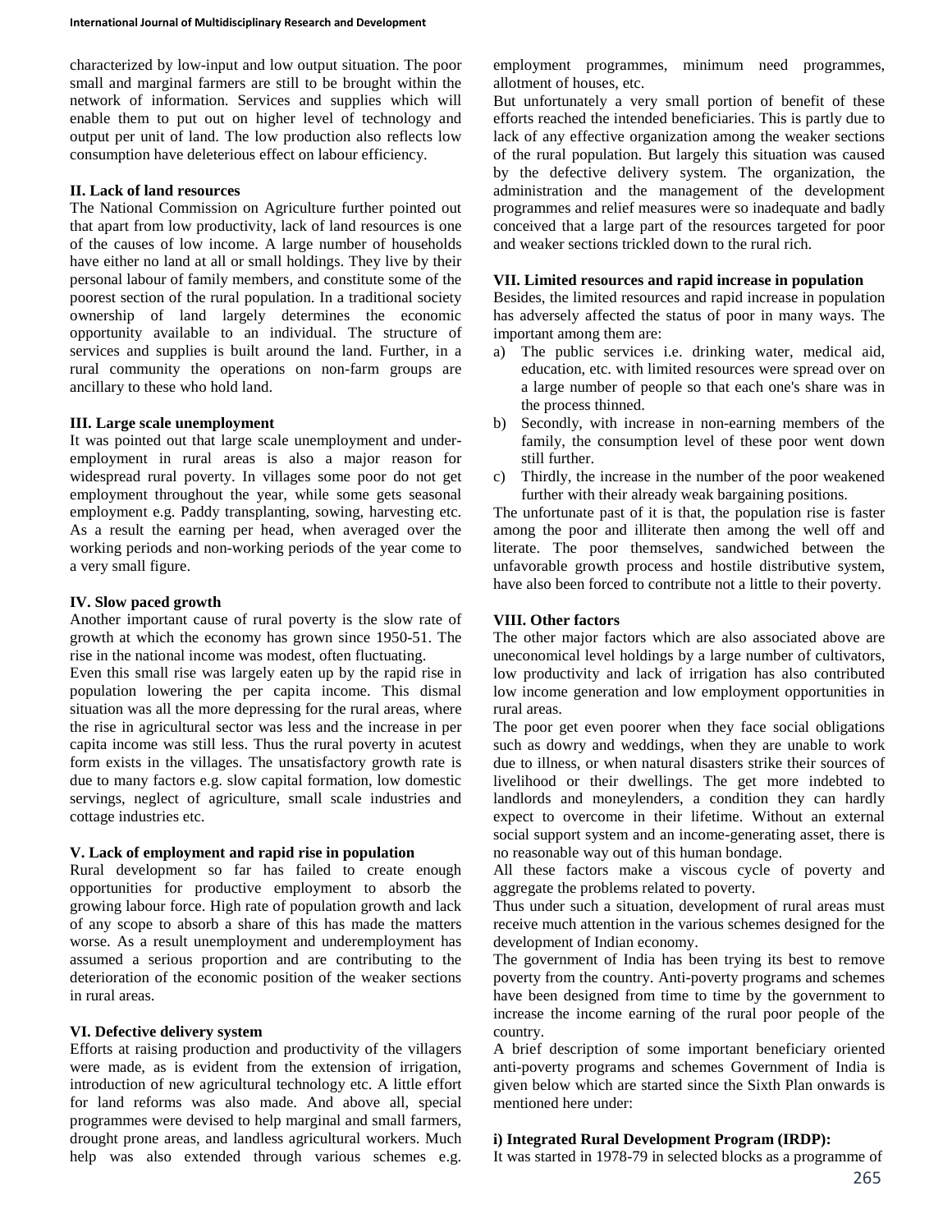characterized by low-input and low output situation. The poor small and marginal farmers are still to be brought within the network of information. Services and supplies which will enable them to put out on higher level of technology and output per unit of land. The low production also reflects low consumption have deleterious effect on labour efficiency.

**II. Lack of land resources**

The National Commission on Agriculture further pointed out that apart from low productivity, lack of land resources is one of the causes of low income. A large number of households have either no land at all or small holdings. They live by their personal labour of family members, and constitute some of the poorest section of the rural population. In a traditional society ownership of land largely determines the economic opportunity available to an individual. The structure of services and supplies is built around the land. Further, in a rural community the operations on non-farm groups are ancillary to these who hold land.

**III. Large scale unemployment**

It was pointed out that large scale unemployment and under-employment in rural areas is also a major reason for widespread rural poverty. In villages some poor do not get employment throughout the year, while some gets seasonal employment e.g. Paddy transplanting, sowing, harvesting etc. As a result the earning per head, when averaged over the working periods and non-working periods of the year come to a very small figure.

**IV. Slow paced growth**

Another important cause of rural poverty is the slow rate of growth at which the economy has grown since 1950-51. The rise in the national income was modest, often fluctuating.

Even this small rise was largely eaten up by the rapid rise in population lowering the per capita income. This dismal situation was all the more depressing for the rural areas, where the rise in agricultural sector was less and the increase in per capita income was still less. Thus the rural poverty in acutest form exists in the villages. The unsatisfactory growth rate is due to many factors e.g. slow capital formation, low domestic servings, neglect of agriculture, small scale industries and cottage industries etc.

**V. Lack of employment and rapid rise in population**

Rural development so far has failed to create enough opportunities for productive employment to absorb the growing labour force. High rate of population growth and lack of any scope to absorb a share of this has made the matters worse. As a result unemployment and underemployment has assumed a serious proportion and are contributing to the deterioration of the economic position of the weaker sections in rural areas.

**VI. Defective delivery system**

Efforts at raising production and productivity of the villagers were made, as is evident from the extension of irrigation, introduction of new agricultural technology etc. A little effort for land reforms was also made. And above all, special programmes were devised to help marginal and small farmers, drought prone areas, and landless agricultural workers. Much help was also extended through various schemes e.g. employment programmes, minimum need programmes, allotment of houses, etc.

But unfortunately a very small portion of benefit of these efforts reached the intended beneficiaries. This is partly due to lack of any effective organization among the weaker sections of the rural population. But largely this situation was caused by the defective delivery system. The organization, the administration and the management of the development programmes and relief measures were so inadequate and badly conceived that a large part of the resources targeted for poor and weaker sections trickled down to the rural rich.

**VII. Limited resources and rapid increase in population**

Besides, the limited resources and rapid increase in population has adversely affected the status of poor in many ways. The important among them are:

a) The public services i.e. drinking water, medical aid, education, etc. with limited resources were spread over on a large number of people so that each one's share was in the process thinned.
b) Secondly, with increase in non-earning members of the family, the consumption level of these poor went down still further.
c) Thirdly, the increase in the number of the poor weakened further with their already weak bargaining positions.

The unfortunate past of it is that, the population rise is faster among the poor and illiterate then among the well off and literate. The poor themselves, sandwiched between the unfavorable growth process and hostile distributive system, have also been forced to contribute not a little to their poverty.

**VIII. Other factors**

The other major factors which are also associated above are uneconomical level holdings by a large number of cultivators, low productivity and lack of irrigation has also contributed low income generation and low employment opportunities in rural areas.

The poor get even poorer when they face social obligations such as dowry and weddings, when they are unable to work due to illness, or when natural disasters strike their sources of livelihood or their dwellings. The get more indebted to landlords and moneylenders, a condition they can hardly expect to overcome in their lifetime. Without an external social support system and an income-generating asset, there is no reasonable way out of this human bondage.

All these factors make a viscous cycle of poverty and aggregate the problems related to poverty.

Thus under such a situation, development of rural areas must receive much attention in the various schemes designed for the development of Indian economy.

The government of India has been trying its best to remove poverty from the country. Anti-poverty programs and schemes have been designed from time to time by the government to increase the income earning of the rural poor people of the country.

A brief description of some important beneficiary oriented anti-poverty programs and schemes Government of India is given below which are started since the Sixth Plan onwards is mentioned here under:

**i) Integrated Rural Development Program (IRDP):**

It was started in 1978-79 in selected blocks as a programme of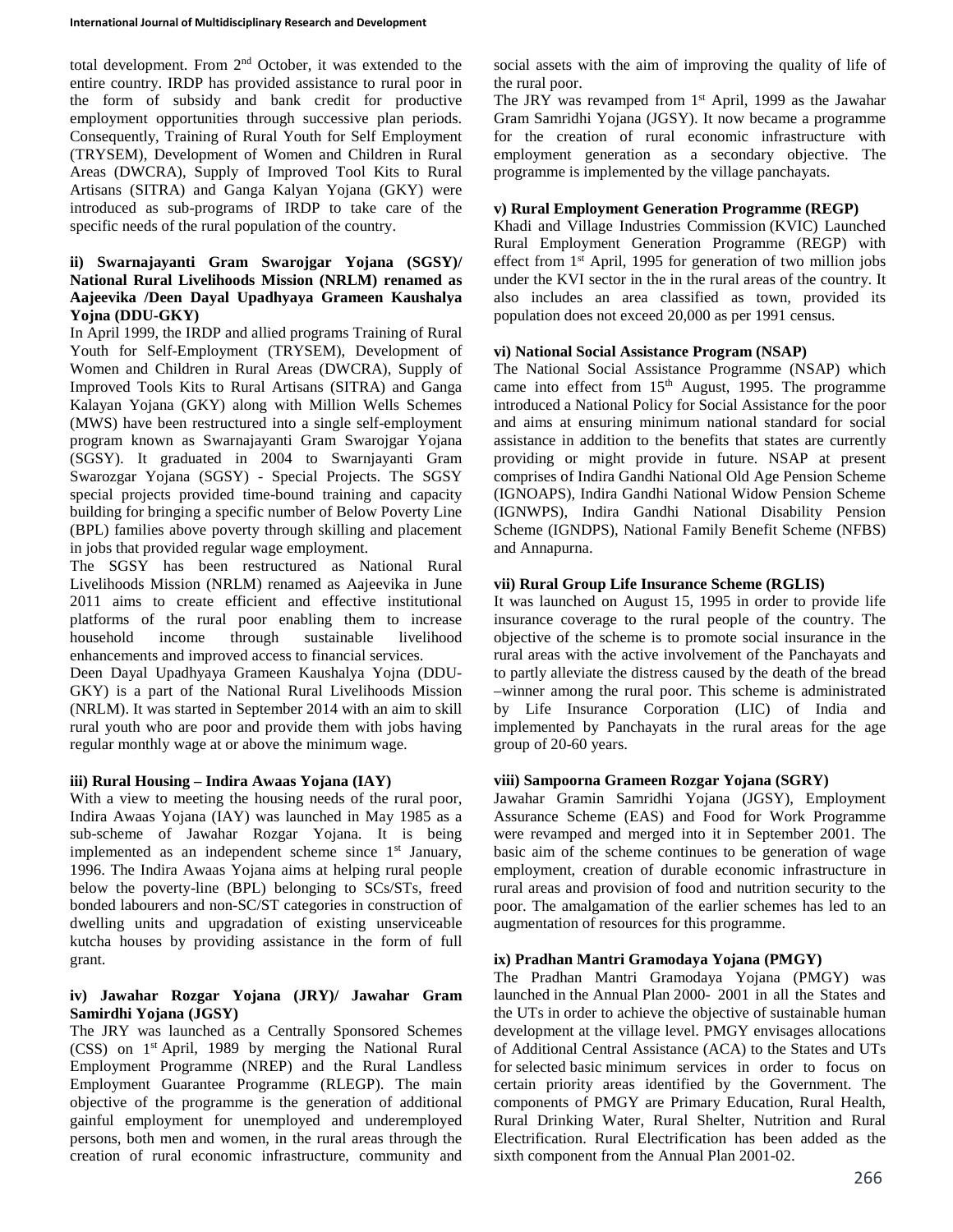total development. From 2nd October, it was extended to the entire country. IRDP has provided assistance to rural poor in the form of subsidy and bank credit for productive employment opportunities through successive plan periods. Consequently, Training of Rural Youth for Self Employment (TRYSEM), Development of Women and Children in Rural Areas (DWCRA), Supply of Improved Tool Kits to Rural Artisans (SITRA) and Ganga Kalyan Yojana (GKY) were introduced as sub-programs of IRDP to take care of the specific needs of the rural population of the country.

**ii) Swarnajayanti Gram Swarojgar Yojana (SGSY)/ National Rural Livelihoods Mission (NRLM) renamed as Aajeevika /Deen Dayal Upadhyaya Grameen Kaushalya Yojna (DDU-GKY)**

In April 1999, the IRDP and allied programs Training of Rural Youth for Self-Employment (TRYSEM), Development of Women and Children in Rural Areas (DWCRA), Supply of Improved Tools Kits to Rural Artisans (SITRA) and Ganga Kalayan Yojana (GKY) along with Million Wells Schemes (MWS) have been restructured into a single self-employment program known as Swarnajayanti Gram Swarojgar Yojana (SGSY). It graduated in 2004 to Swarnjayanti Gram Swarozgar Yojana (SGSY) - Special Projects. The SGSY special projects provided time-bound training and capacity building for bringing a specific number of Below Poverty Line (BPL) families above poverty through skilling and placement in jobs that provided regular wage employment.

The SGSY has been restructured as National Rural Livelihoods Mission (NRLM) renamed as Aajeevika in June 2011 aims to create efficient and effective institutional platforms of the rural poor enabling them to increase household income through sustainable livelihood enhancements and improved access to financial services.

Deen Dayal Upadhyaya Grameen Kaushalya Yojna (DDU-GKY) is a part of the National Rural Livelihoods Mission (NRLM). It was started in September 2014 with an aim to skill rural youth who are poor and provide them with jobs having regular monthly wage at or above the minimum wage.

**iii) Rural Housing – Indira Awaas Yojana (IAY)**

With a view to meeting the housing needs of the rural poor, Indira Awaas Yojana (IAY) was launched in May 1985 as a sub-scheme of Jawahar Rozgar Yojana. It is being implemented as an independent scheme since 1st January, 1996. The Indira Awaas Yojana aims at helping rural people below the poverty-line (BPL) belonging to SCs/STs, freed bonded labourers and non-SC/ST categories in construction of dwelling units and upgradation of existing unserviceable kutcha houses by providing assistance in the form of full grant.

**iv) Jawahar Rozgar Yojana (JRY)/ Jawahar Gram Samirdhi Yojana (JGSY)**

The JRY was launched as a Centrally Sponsored Schemes (CSS) on 1st April, 1989 by merging the National Rural Employment Programme (NREP) and the Rural Landless Employment Guarantee Programme (RLEGP). The main objective of the programme is the generation of additional gainful employment for unemployed and underemployed persons, both men and women, in the rural areas through the creation of rural economic infrastructure, community and social assets with the aim of improving the quality of life of the rural poor.

The JRY was revamped from 1st April, 1999 as the Jawahar Gram Samridhi Yojana (JGSY). It now became a programme for the creation of rural economic infrastructure with employment generation as a secondary objective. The programme is implemented by the village panchayats.

**v) Rural Employment Generation Programme (REGP)**

Khadi and Village Industries Commission (KVIC) Launched Rural Employment Generation Programme (REGP) with effect from 1st April, 1995 for generation of two million jobs under the KVI sector in the in the rural areas of the country. It also includes an area classified as town, provided its population does not exceed 20,000 as per 1991 census.

**vi) National Social Assistance Program (NSAP)**

The National Social Assistance Programme (NSAP) which came into effect from 15th August, 1995. The programme introduced a National Policy for Social Assistance for the poor and aims at ensuring minimum national standard for social assistance in addition to the benefits that states are currently providing or might provide in future. NSAP at present comprises of Indira Gandhi National Old Age Pension Scheme (IGNOAPS), Indira Gandhi National Widow Pension Scheme (IGNWPS), Indira Gandhi National Disability Pension Scheme (IGNDPS), National Family Benefit Scheme (NFBS) and Annapurna.

**vii) Rural Group Life Insurance Scheme (RGLIS)**

It was launched on August 15, 1995 in order to provide life insurance coverage to the rural people of the country. The objective of the scheme is to promote social insurance in the rural areas with the active involvement of the Panchayats and to partly alleviate the distress caused by the death of the bread –winner among the rural poor. This scheme is administrated by Life Insurance Corporation (LIC) of India and implemented by Panchayats in the rural areas for the age group of 20-60 years.

**viii) Sampoorna Grameen Rozgar Yojana (SGRY)**

Jawahar Gramin Samridhi Yojana (JGSY), Employment Assurance Scheme (EAS) and Food for Work Programme were revamped and merged into it in September 2001. The basic aim of the scheme continues to be generation of wage employment, creation of durable economic infrastructure in rural areas and provision of food and nutrition security to the poor. The amalgamation of the earlier schemes has led to an augmentation of resources for this programme.

**ix) Pradhan Mantri Gramodaya Yojana (PMGY)**

The Pradhan Mantri Gramodaya Yojana (PMGY) was launched in the Annual Plan 2000- 2001 in all the States and the UTs in order to achieve the objective of sustainable human development at the village level. PMGY envisages allocations of Additional Central Assistance (ACA) to the States and UTs for selected basic minimum services in order to focus on certain priority areas identified by the Government. The components of PMGY are Primary Education, Rural Health, Rural Drinking Water, Rural Shelter, Nutrition and Rural Electrification. Rural Electrification has been added as the sixth component from the Annual Plan 2001-02.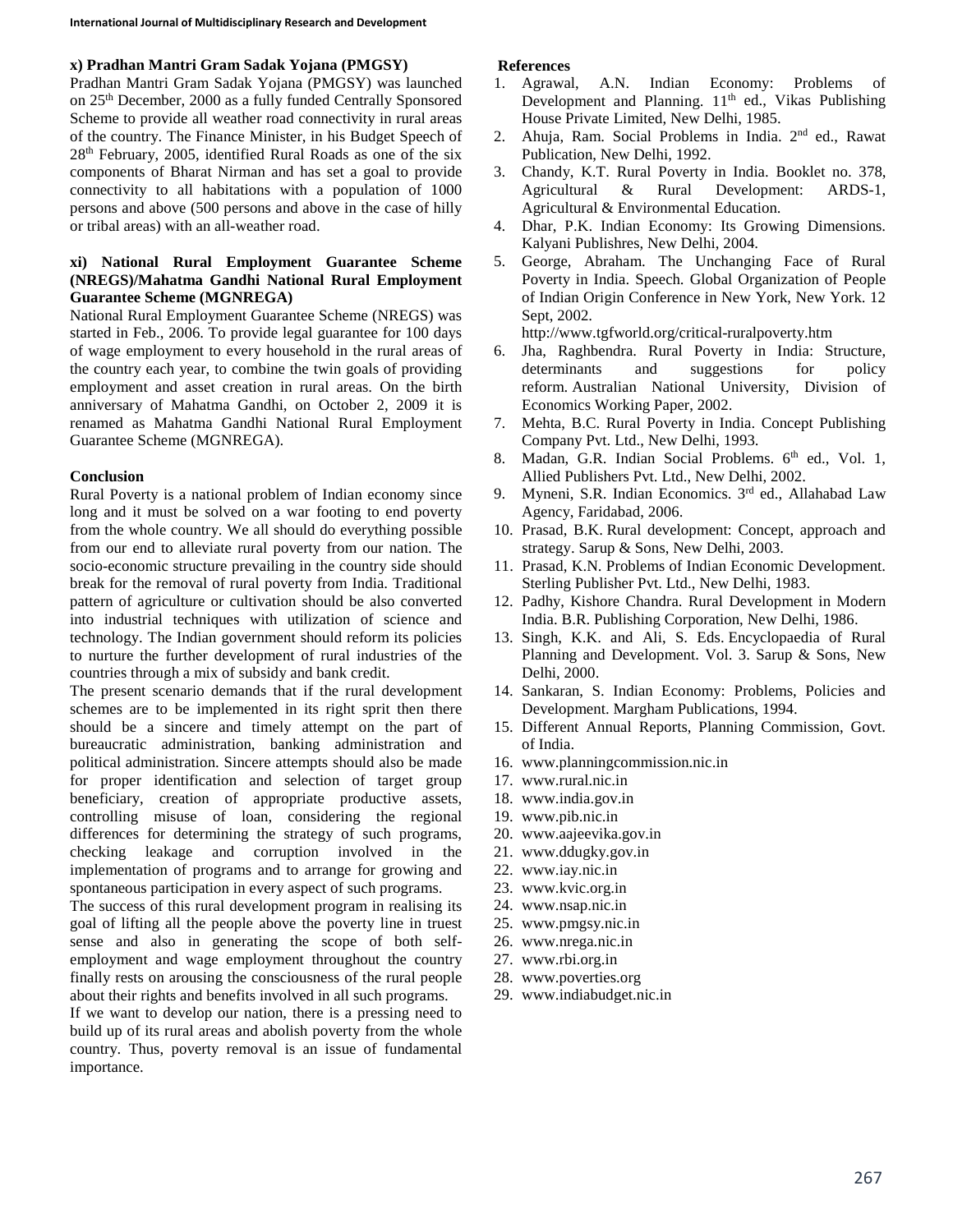### x) Pradhan Mantri Gram Sadak Yojana (PMGSY)

Pradhan Mantri Gram Sadak Yojana (PMGSY) was launched on 25th December, 2000 as a fully funded Centrally Sponsored Scheme to provide all weather road connectivity in rural areas of the country. The Finance Minister, in his Budget Speech of 28th February, 2005, identified Rural Roads as one of the six components of Bharat Nirman and has set a goal to provide connectivity to all habitations with a population of 1000 persons and above (500 persons and above in the case of hilly or tribal areas) with an all-weather road.

### xi) National Rural Employment Guarantee Scheme (NREGS)/Mahatma Gandhi National Rural Employment Guarantee Scheme (MGNREGA)

National Rural Employment Guarantee Scheme (NREGS) was started in Feb., 2006. To provide legal guarantee for 100 days of wage employment to every household in the rural areas of the country each year, to combine the twin goals of providing employment and asset creation in rural areas. On the birth anniversary of Mahatma Gandhi, on October 2, 2009 it is renamed as Mahatma Gandhi National Rural Employment Guarantee Scheme (MGNREGA).

## Conclusion

Rural Poverty is a national problem of Indian economy since long and it must be solved on a war footing to end poverty from the whole country. We all should do everything possible from our end to alleviate rural poverty from our nation. The socio-economic structure prevailing in the country side should break for the removal of rural poverty from India. Traditional pattern of agriculture or cultivation should be also converted into industrial techniques with utilization of science and technology. The Indian government should reform its policies to nurture the further development of rural industries of the countries through a mix of subsidy and bank credit.

The present scenario demands that if the rural development schemes are to be implemented in its right sprit then there should be a sincere and timely attempt on the part of bureaucratic administration, banking administration and political administration. Sincere attempts should also be made for proper identification and selection of target group beneficiary, creation of appropriate productive assets, controlling misuse of loan, considering the regional differences for determining the strategy of such programs, checking leakage and corruption involved in the implementation of programs and to arrange for growing and spontaneous participation in every aspect of such programs.

The success of this rural development program in realising its goal of lifting all the people above the poverty line in truest sense and also in generating the scope of both self-employment and wage employment throughout the country finally rests on arousing the consciousness of the rural people about their rights and benefits involved in all such programs.

If we want to develop our nation, there is a pressing need to build up of its rural areas and abolish poverty from the whole country. Thus, poverty removal is an issue of fundamental importance.

## References

1. Agrawal, A.N. Indian Economy: Problems of Development and Planning. 11th ed., Vikas Publishing House Private Limited, New Delhi, 1985.
2. Ahuja, Ram. Social Problems in India. 2nd ed., Rawat Publication, New Delhi, 1992.
3. Chandy, K.T. Rural Poverty in India. Booklet no. 378, Agricultural & Rural Development: ARDS-1, Agricultural & Environmental Education.
4. Dhar, P.K. Indian Economy: Its Growing Dimensions. Kalyani Publishres, New Delhi, 2004.
5. George, Abraham. The Unchanging Face of Rural Poverty in India. Speech. Global Organization of People of Indian Origin Conference in New York, New York. 12 Sept, 2002. http://www.tgfworld.org/critical-ruralpoverty.htm
6. Jha, Raghbendra. Rural Poverty in India: Structure, determinants and suggestions for policy reform. Australian National University, Division of Economics Working Paper, 2002.
7. Mehta, B.C. Rural Poverty in India. Concept Publishing Company Pvt. Ltd., New Delhi, 1993.
8. Madan, G.R. Indian Social Problems. 6th ed., Vol. 1, Allied Publishers Pvt. Ltd., New Delhi, 2002.
9. Myneni, S.R. Indian Economics. 3rd ed., Allahabad Law Agency, Faridabad, 2006.
10. Prasad, B.K. Rural development: Concept, approach and strategy. Sarup & Sons, New Delhi, 2003.
11. Prasad, K.N. Problems of Indian Economic Development. Sterling Publisher Pvt. Ltd., New Delhi, 1983.
12. Padhy, Kishore Chandra. Rural Development in Modern India. B.R. Publishing Corporation, New Delhi, 1986.
13. Singh, K.K. and Ali, S. Eds. Encyclopaedia of Rural Planning and Development. Vol. 3. Sarup & Sons, New Delhi, 2000.
14. Sankaran, S. Indian Economy: Problems, Policies and Development. Margham Publications, 1994.
15. Different Annual Reports, Planning Commission, Govt. of India.
16. www.planningcommission.nic.in
17. www.rural.nic.in
18. www.india.gov.in
19. www.pib.nic.in
20. www.aajeevika.gov.in
21. www.ddugky.gov.in
22. www.iay.nic.in
23. www.kvic.org.in
24. www.nsap.nic.in
25. www.pmgsy.nic.in
26. www.nrega.nic.in
27. www.rbi.org.in
28. www.poverties.org
29. www.indiabudget.nic.in